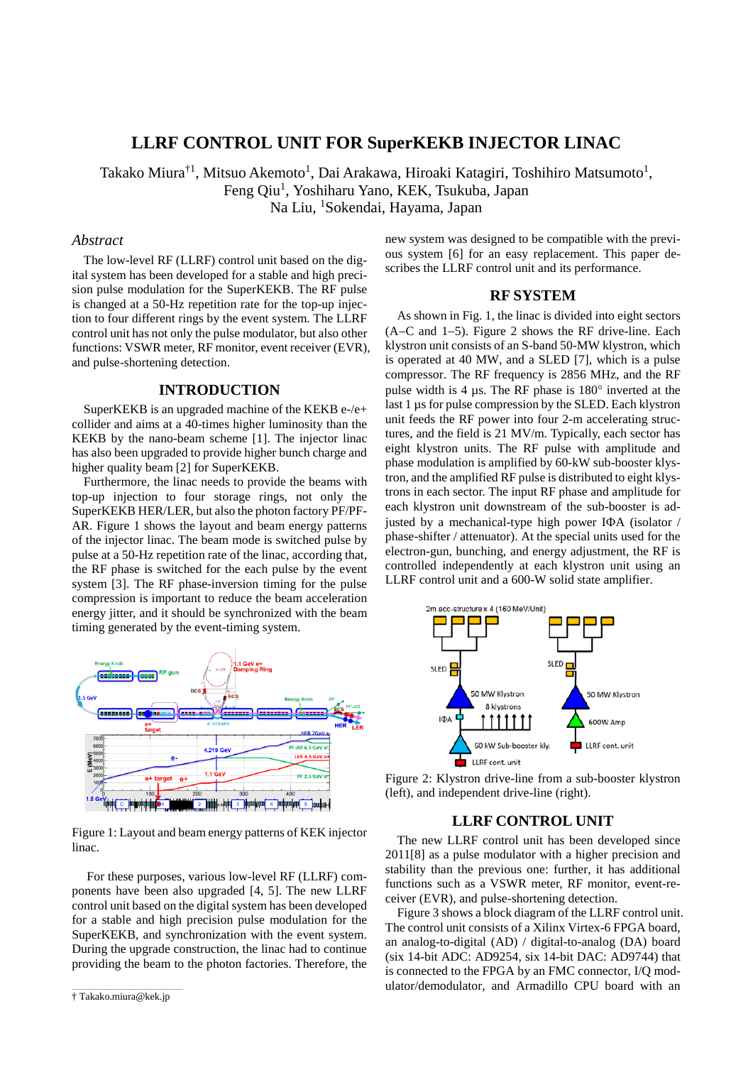# LLRF CONTROL UNIT FOR SuperKEKB INJECTOR LINAC

Takako Miura†[1], Mitsuo Akemoto[1], Dai Arakawa, Hiroaki Katagiri, Toshihiro Matsumoto[1], Feng Qiu[1], Yoshiharu Yano, KEK, Tsukuba, Japan
Na Liu, [1]Sokendai, Hayama, Japan

## *Abstract*

The low-level RF (LLRF) control unit based on the digital system has been developed for a stable and high precision pulse modulation for the SuperKEKB. The RF pulse is changed at a 50-Hz repetition rate for the top-up injection to four different rings by the event system. The LLRF control unit has not only the pulse modulator, but also other functions: VSWR meter, RF monitor, event receiver (EVR), and pulse-shortening detection.

## INTRODUCTION

SuperKEKB is an upgraded machine of the KEKB e-/e+ collider and aims at a 40-times higher luminosity than the KEKB by the nano-beam scheme [1]. The injector linac has also been upgraded to provide higher bunch charge and higher quality beam [2] for SuperKEKB.

Furthermore, the linac needs to provide the beams with top-up injection to four storage rings, not only the SuperKEKB HER/LER, but also the photon factory PF/PF-AR. Figure 1 shows the layout and beam energy patterns of the injector linac. The beam mode is switched pulse by pulse at a 50-Hz repetition rate of the linac, according that, the RF phase is switched for the each pulse by the event system [3]. The RF phase-inversion timing for the pulse compression is important to reduce the beam acceleration energy jitter, and it should be synchronized with the beam timing generated by the event-timing system.

Figure 1: Layout and beam energy patterns of KEK injector linac.

For these purposes, various low-level RF (LLRF) components have been also upgraded [4, 5]. The new LLRF control unit based on the digital system has been developed for a stable and high precision pulse modulation for the SuperKEKB, and synchronization with the event system. During the upgrade construction, the linac had to continue providing the beam to the photon factories. Therefore, the new system was designed to be compatible with the previous system [6] for an easy replacement. This paper describes the LLRF control unit and its performance.

## RF SYSTEM

As shown in Fig. 1, the linac is divided into eight sectors (A–C and 1–5). Figure 2 shows the RF drive-line. Each klystron unit consists of an S-band 50-MW klystron, which is operated at 40 MW, and a SLED [7], which is a pulse compressor. The RF frequency is 2856 MHz, and the RF pulse width is 4 μs. The RF phase is 180° inverted at the last 1 μs for pulse compression by the SLED. Each klystron unit feeds the RF power into four 2-m accelerating structures, and the field is 21 MV/m. Typically, each sector has eight klystron units. The RF pulse with amplitude and phase modulation is amplified by 60-kW sub-booster klystron, and the amplified RF pulse is distributed to eight klystrons in each sector. The input RF phase and amplitude for each klystron unit downstream of the sub-booster is adjusted by a mechanical-type high power IΦA (isolator / phase-shifter / attenuator). At the special units used for the electron-gun, bunching, and energy adjustment, the RF is controlled independently at each klystron unit using an LLRF control unit and a 600-W solid state amplifier.

Figure 2: Klystron drive-line from a sub-booster klystron (left), and independent drive-line (right).

## LLRF CONTROL UNIT

The new LLRF control unit has been developed since 2011[8] as a pulse modulator with a higher precision and stability than the previous one: further, it has additional functions such as a VSWR meter, RF monitor, event-receiver (EVR), and pulse-shortening detection.

Figure 3 shows a block diagram of the LLRF control unit. The control unit consists of a Xilinx Virtex-6 FPGA board, an analog-to-digital (AD) / digital-to-analog (DA) board (six 14-bit ADC: AD9254, six 14-bit DAC: AD9744) that is connected to the FPGA by an FMC connector, I/Q modulator/demodulator, and Armadillo CPU board with an

† Takako.miura@kek.jp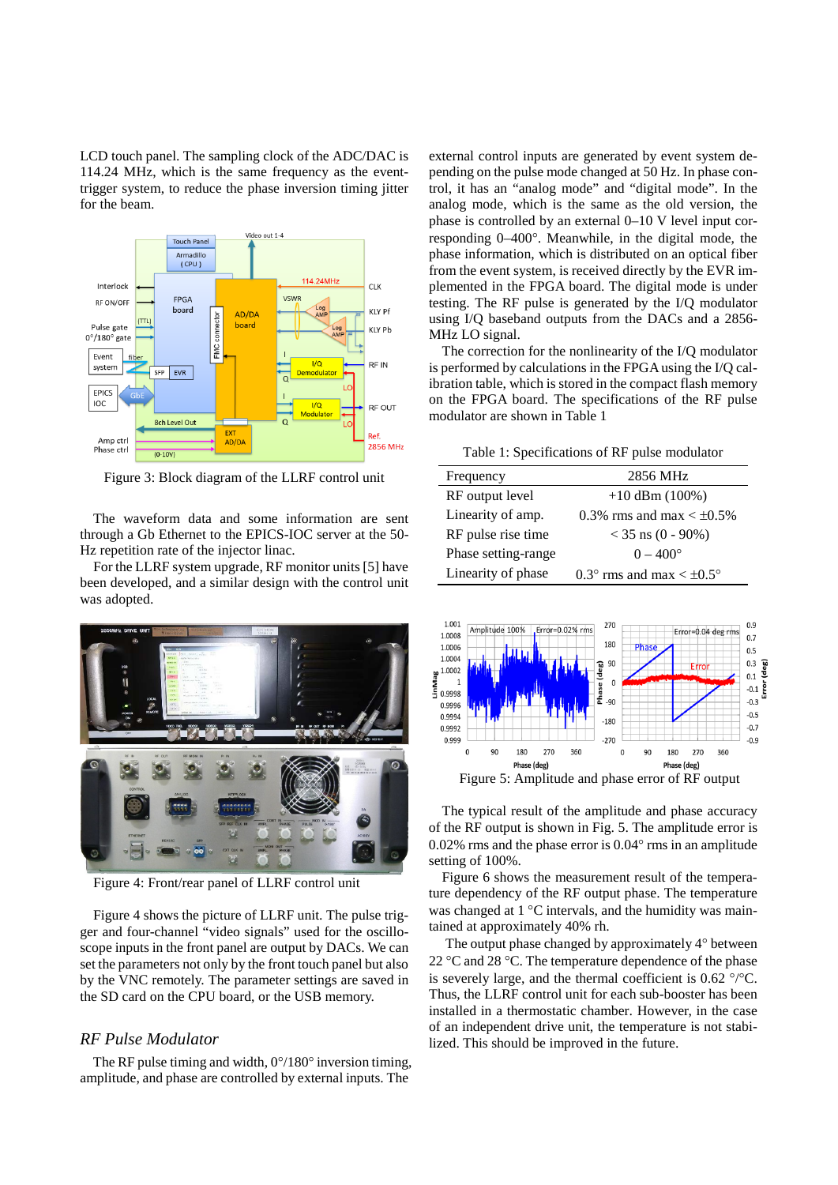LCD touch panel. The sampling clock of the ADC/DAC is 114.24 MHz, which is the same frequency as the event-trigger system, to reduce the phase inversion timing jitter for the beam.

Figure 3: Block diagram of the LLRF control unit

The waveform data and some information are sent through a Gb Ethernet to the EPICS-IOC server at the 50-Hz repetition rate of the injector linac.

For the LLRF system upgrade, RF monitor units [5] have been developed, and a similar design with the control unit was adopted.

Figure 4: Front/rear panel of LLRF control unit

Figure 4 shows the picture of LLRF unit. The pulse trigger and four-channel "video signals" used for the oscilloscope inputs in the front panel are output by DACs. We can set the parameters not only by the front touch panel but also by the VNC remotely. The parameter settings are saved in the SD card on the CPU board, or the USB memory.

## *RF Pulse Modulator*

The RF pulse timing and width, 0°/180° inversion timing, amplitude, and phase are controlled by external inputs. The external control inputs are generated by event system depending on the pulse mode changed at 50 Hz. In phase control, it has an "analog mode" and "digital mode". In the analog mode, which is the same as the old version, the phase is controlled by an external 0–10 V level input corresponding 0–400°. Meanwhile, in the digital mode, the phase information, which is distributed on an optical fiber from the event system, is received directly by the EVR implemented in the FPGA board. The digital mode is under testing. The RF pulse is generated by the I/Q modulator using I/Q baseband outputs from the DACs and a 2856-MHz LO signal.

The correction for the nonlinearity of the I/Q modulator is performed by calculations in the FPGA using the I/Q calibration table, which is stored in the compact flash memory on the FPGA board. The specifications of the RF pulse modulator are shown in Table 1

Table 1: Specifications of RF pulse modulator

| Frequency | 2856 MHz |
|---|---|
| RF output level | +10 dBm (100%) |
| Linearity of amp. | 0.3% rms and max < ±0.5% |
| RF pulse rise time | < 35 ns (0 - 90%) |
| Phase setting-range | 0 – 400° |
| Linearity of phase | 0.3° rms and max < ±0.5° |

Figure 5: Amplitude and phase error of RF output

The typical result of the amplitude and phase accuracy of the RF output is shown in Fig. 5. The amplitude error is 0.02% rms and the phase error is 0.04° rms in an amplitude setting of 100%.

Figure 6 shows the measurement result of the temperature dependency of the RF output phase. The temperature was changed at 1 °C intervals, and the humidity was maintained at approximately 40% rh.

The output phase changed by approximately 4° between 22 °C and 28 °C. The temperature dependence of the phase is severely large, and the thermal coefficient is 0.62 °/°C. Thus, the LLRF control unit for each sub-booster has been installed in a thermostatic chamber. However, in the case of an independent drive unit, the temperature is not stabilized. This should be improved in the future.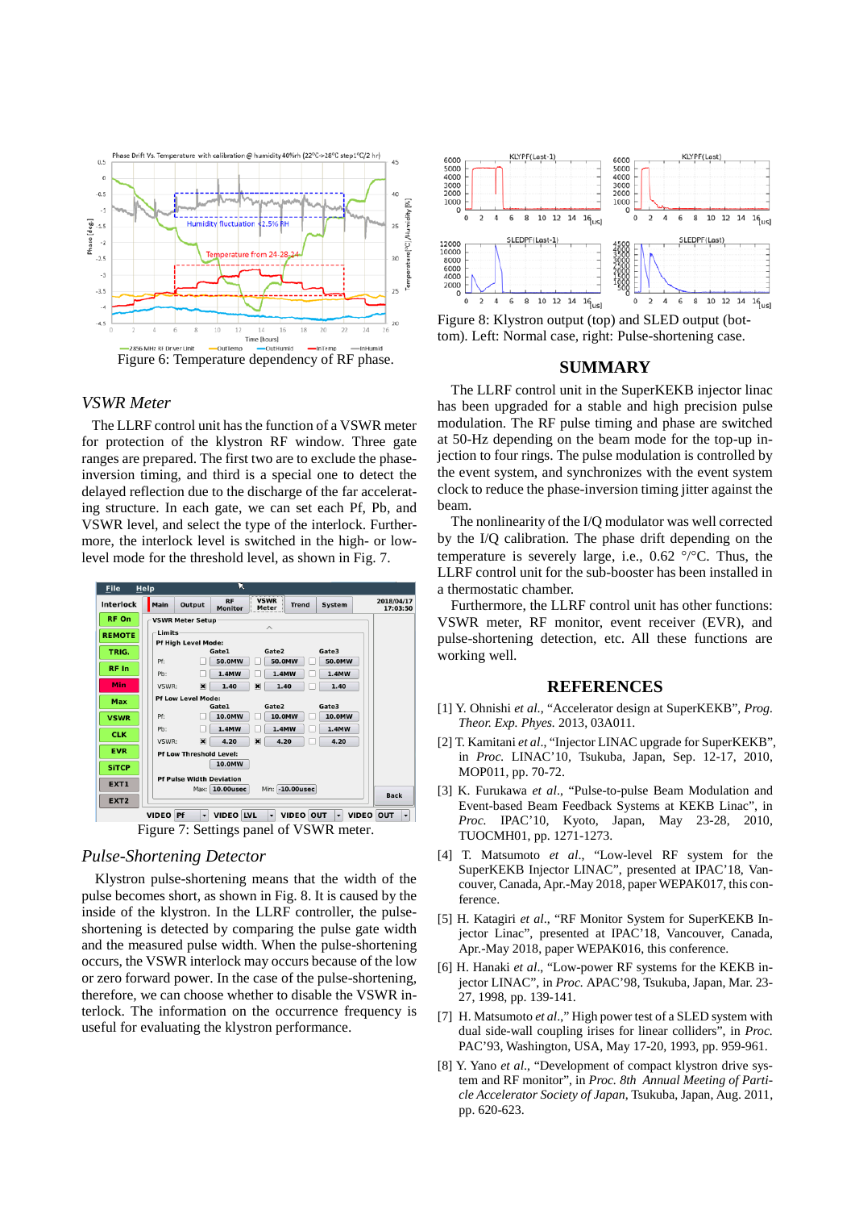Phase Drift Vs. Temperature with calibration @ humidity 40%rh (22°C->28°C step1°C/2 hr)

Humidity fluctuation ±2.5% RH

Temperature from 24-28.24

Phase [deg]

Temperature[°C] /Humidity [%]

Time [hours]

2856 MHz RI Driver Unit, OutTemp, OutHumid, InTemp, InHumid

Figure 6: Temperature dependency of RF phase.

### *VSWR Meter*

The LLRF control unit has the function of a VSWR meter for protection of the klystron RF window. Three gate ranges are prepared. The first two are to exclude the phase-inversion timing, and third is a special one to detect the delayed reflection due to the discharge of the far accelerating structure. In each gate, we can set each Pf, Pb, and VSWR level, and select the type of the interlock. Furthermore, the interlock level is switched in the high- or low-level mode for the threshold level, as shown in Fig. 7.

Figure 7: Settings panel of VSWR meter.

### *Pulse-Shortening Detector*

Klystron pulse-shortening means that the width of the pulse becomes short, as shown in Fig. 8. It is caused by the inside of the klystron. In the LLRF controller, the pulse-shortening is detected by comparing the pulse gate width and the measured pulse width. When the pulse-shortening occurs, the VSWR interlock may occurs because of the low or zero forward power. In the case of the pulse-shortening, therefore, we can choose whether to disable the VSWR interlock. The information on the occurrence frequency is useful for evaluating the klystron performance.

KLYPF(Last-1)

KLYPF(Last)

SLEDPF(Last-1)

SLEDPF(Last)

Figure 8: Klystron output (top) and SLED output (bottom). Left: Normal case, right: Pulse-shortening case.

## SUMMARY

The LLRF control unit in the SuperKEKB injector linac has been upgraded for a stable and high precision pulse modulation. The RF pulse timing and phase are switched at 50-Hz depending on the beam mode for the top-up injection to four rings. The pulse modulation is controlled by the event system, and synchronizes with the event system clock to reduce the phase-inversion timing jitter against the beam.

The nonlinearity of the I/Q modulator was well corrected by the I/Q calibration. The phase drift depending on the temperature is severely large, i.e., 0.62 °/°C. Thus, the LLRF control unit for the sub-booster has been installed in a thermostatic chamber.

Furthermore, the LLRF control unit has other functions: VSWR meter, RF monitor, event receiver (EVR), and pulse-shortening detection, etc. All these functions are working well.

## REFERENCES

[1] Y. Ohnishi *et al.*, "Accelerator design at SuperKEKB", *Prog. Theor. Exp. Phyes.* 2013, 03A011.

[2] T. Kamitani *et al.*, "Injector LINAC upgrade for SuperKEKB", in *Proc.* LINAC'10, Tsukuba, Japan, Sep. 12-17, 2010, MOP011, pp. 70-72.

[3] K. Furukawa *et al.*, "Pulse-to-pulse Beam Modulation and Event-based Beam Feedback Systems at KEKB Linac", in *Proc.* IPAC'10, Kyoto, Japan, May 23-28, 2010, TUOCMH01, pp. 1271-1273.

[4] T. Matsumoto *et al.*, "Low-level RF system for the SuperKEKB Injector LINAC", presented at IPAC'18, Vancouver, Canada, Apr.-May 2018, paper WEPAK017, this conference.

[5] H. Katagiri *et al.*, "RF Monitor System for SuperKEKB Injector Linac", presented at IPAC'18, Vancouver, Canada, Apr.-May 2018, paper WEPAK016, this conference.

[6] H. Hanaki *et al.*, "Low-power RF systems for the KEKB injector LINAC", in *Proc.* APAC'98, Tsukuba, Japan, Mar. 23-27, 1998, pp. 139-141.

[7] H. Matsumoto *et al.*," High power test of a SLED system with dual side-wall coupling irises for linear colliders", in *Proc.* PAC'93, Washington, USA, May 17-20, 1993, pp. 959-961.

[8] Y. Yano *et al.*, "Development of compact klystron drive system and RF monitor", in *Proc. 8th Annual Meeting of Particle Accelerator Society of Japan*, Tsukuba, Japan, Aug. 2011, pp. 620-623.